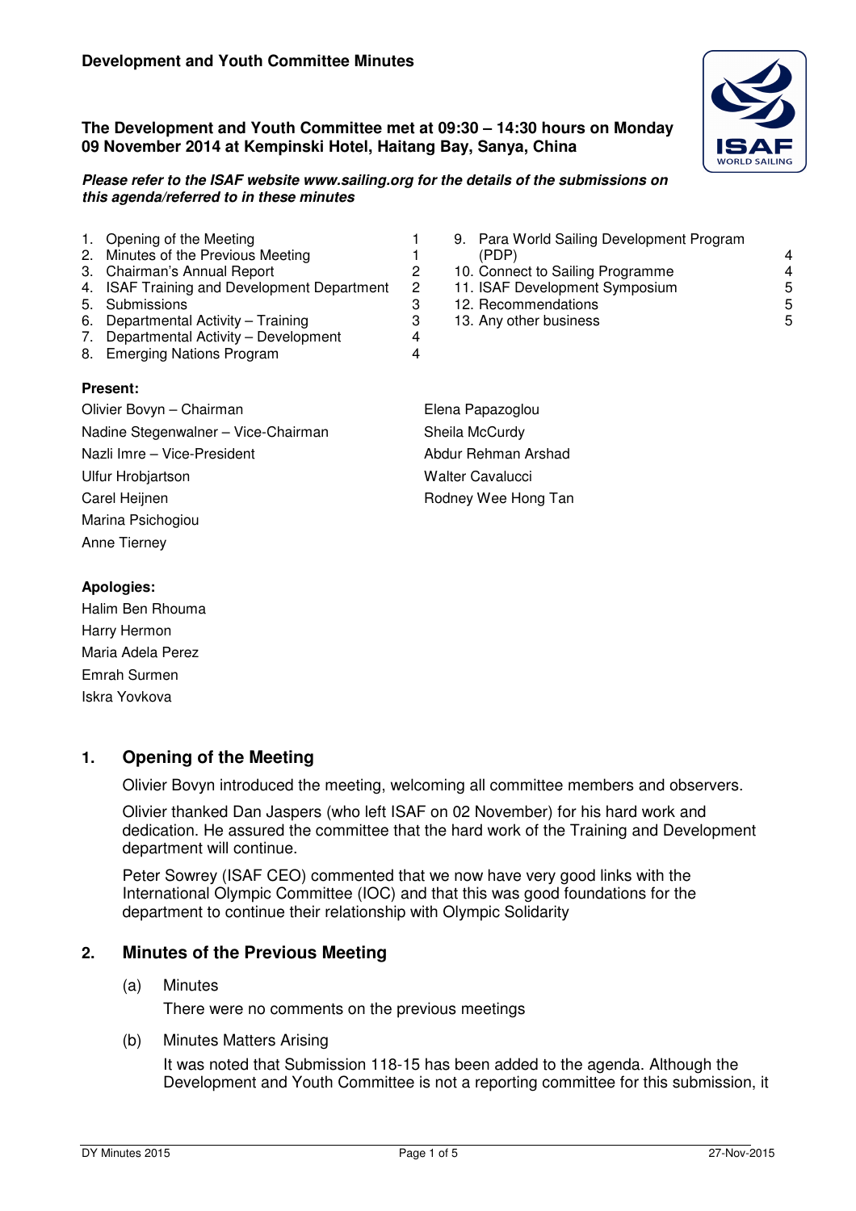**Development and Youth Committee Minutes**

**The Development and Youth Committee met at 09:30 – 14:30 hours on Monday 09 November 2014 at Kempinski Hotel, Haitang Bay, Sanya, China**

***Please refer to the ISAF website www.sailing.org for the details of the submissions on this agenda/referred to in these minutes***

| | |
|---|---|
| 1. Opening of the Meeting | 1 |
| 2. Minutes of the Previous Meeting | 1 |
| 3. Chairman's Annual Report | 2 |
| 4. ISAF Training and Development Department | 2 |
| 5. Submissions | 3 |
| 6. Departmental Activity – Training | 3 |
| 7. Departmental Activity – Development | 4 |
| 8. Emerging Nations Program | 4 |
| 9. Para World Sailing Development Program (PDP) | 4 |
| 10. Connect to Sailing Programme | 4 |
| 11. ISAF Development Symposium | 5 |
| 12. Recommendations | 5 |
| 13. Any other business | 5 |

**Present:**

Olivier Bovyn – Chairman
Nadine Stegenwalner – Vice-Chairman
Nazli Imre – Vice-President
Ulfur Hrobjartson
Carel Heijnen
Marina Psichogiou
Anne Tierney
Elena Papazoglou
Sheila McCurdy
Abdur Rehman Arshad
Walter Cavalucci
Rodney Wee Hong Tan

**Apologies:**

Halim Ben Rhouma
Harry Hermon
Maria Adela Perez
Emrah Surmen
Iskra Yovkova

## 1. Opening of the Meeting

Olivier Bovyn introduced the meeting, welcoming all committee members and observers.

Olivier thanked Dan Jaspers (who left ISAF on 02 November) for his hard work and dedication. He assured the committee that the hard work of the Training and Development department will continue.

Peter Sowrey (ISAF CEO) commented that we now have very good links with the International Olympic Committee (IOC) and that this was good foundations for the department to continue their relationship with Olympic Solidarity

## 2. Minutes of the Previous Meeting

(a) Minutes

There were no comments on the previous meetings

(b) Minutes Matters Arising

It was noted that Submission 118-15 has been added to the agenda. Although the Development and Youth Committee is not a reporting committee for this submission, it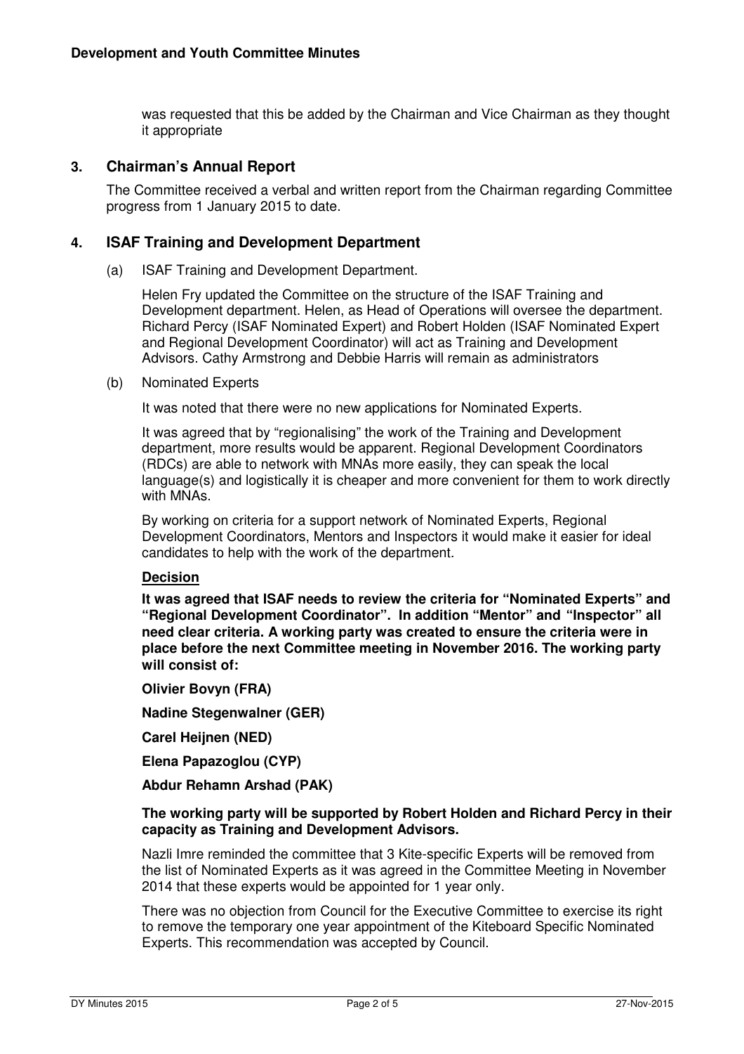was requested that this be added by the Chairman and Vice Chairman as they thought it appropriate

## 3. Chairman's Annual Report

The Committee received a verbal and written report from the Chairman regarding Committee progress from 1 January 2015 to date.

## 4. ISAF Training and Development Department

(a) ISAF Training and Development Department.

Helen Fry updated the Committee on the structure of the ISAF Training and Development department. Helen, as Head of Operations will oversee the department. Richard Percy (ISAF Nominated Expert) and Robert Holden (ISAF Nominated Expert and Regional Development Coordinator) will act as Training and Development Advisors. Cathy Armstrong and Debbie Harris will remain as administrators

(b) Nominated Experts

It was noted that there were no new applications for Nominated Experts.

It was agreed that by "regionalising" the work of the Training and Development department, more results would be apparent. Regional Development Coordinators (RDCs) are able to network with MNAs more easily, they can speak the local language(s) and logistically it is cheaper and more convenient for them to work directly with MNAs.

By working on criteria for a support network of Nominated Experts, Regional Development Coordinators, Mentors and Inspectors it would make it easier for ideal candidates to help with the work of the department.

**Decision**

**It was agreed that ISAF needs to review the criteria for "Nominated Experts" and "Regional Development Coordinator". In addition "Mentor" and "Inspector" all need clear criteria. A working party was created to ensure the criteria were in place before the next Committee meeting in November 2016. The working party will consist of:**

**Olivier Bovyn (FRA)**

**Nadine Stegenwalner (GER)**

**Carel Heijnen (NED)**

**Elena Papazoglou (CYP)**

**Abdur Rehamn Arshad (PAK)**

**The working party will be supported by Robert Holden and Richard Percy in their capacity as Training and Development Advisors.**

Nazli Imre reminded the committee that 3 Kite-specific Experts will be removed from the list of Nominated Experts as it was agreed in the Committee Meeting in November 2014 that these experts would be appointed for 1 year only.

There was no objection from Council for the Executive Committee to exercise its right to remove the temporary one year appointment of the Kiteboard Specific Nominated Experts. This recommendation was accepted by Council.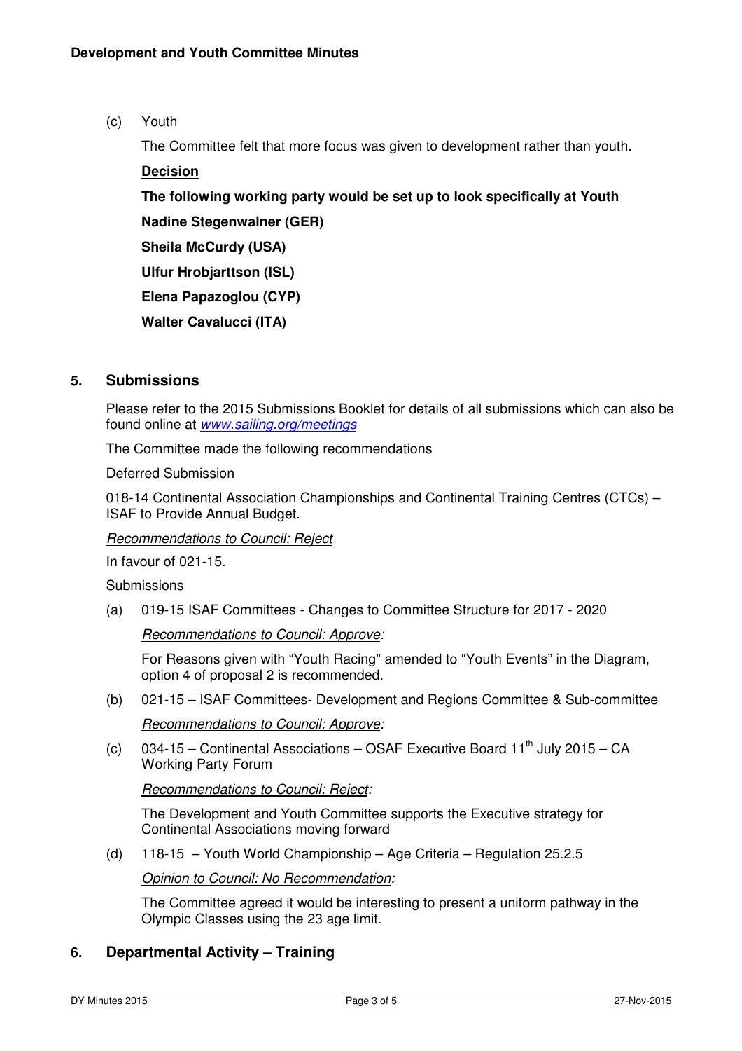(c) Youth

The Committee felt that more focus was given to development rather than youth.

**Decision**

**The following working party would be set up to look specifically at Youth**

**Nadine Stegenwalner (GER)**

**Sheila McCurdy (USA)**

**Ulfur Hrobjarttson (ISL)**

**Elena Papazoglou (CYP)**

**Walter Cavalucci (ITA)**

## 5. Submissions

Please refer to the 2015 Submissions Booklet for details of all submissions which can also be found online at *www.sailing.org/meetings*

The Committee made the following recommendations

Deferred Submission

018-14 Continental Association Championships and Continental Training Centres (CTCs) – ISAF to Provide Annual Budget.

*Recommendations to Council: Reject*

In favour of 021-15.

Submissions

(a) 019-15 ISAF Committees - Changes to Committee Structure for 2017 - 2020

*Recommendations to Council: Approve:*

For Reasons given with "Youth Racing" amended to "Youth Events" in the Diagram, option 4 of proposal 2 is recommended.

(b) 021-15 – ISAF Committees- Development and Regions Committee & Sub-committee

*Recommendations to Council: Approve:*

(c) 034-15 – Continental Associations – OSAF Executive Board 11th July 2015 – CA Working Party Forum

*Recommendations to Council: Reject:*

The Development and Youth Committee supports the Executive strategy for Continental Associations moving forward

(d) 118-15 – Youth World Championship – Age Criteria – Regulation 25.2.5

*Opinion to Council: No Recommendation:*

The Committee agreed it would be interesting to present a uniform pathway in the Olympic Classes using the 23 age limit.

## 6. Departmental Activity – Training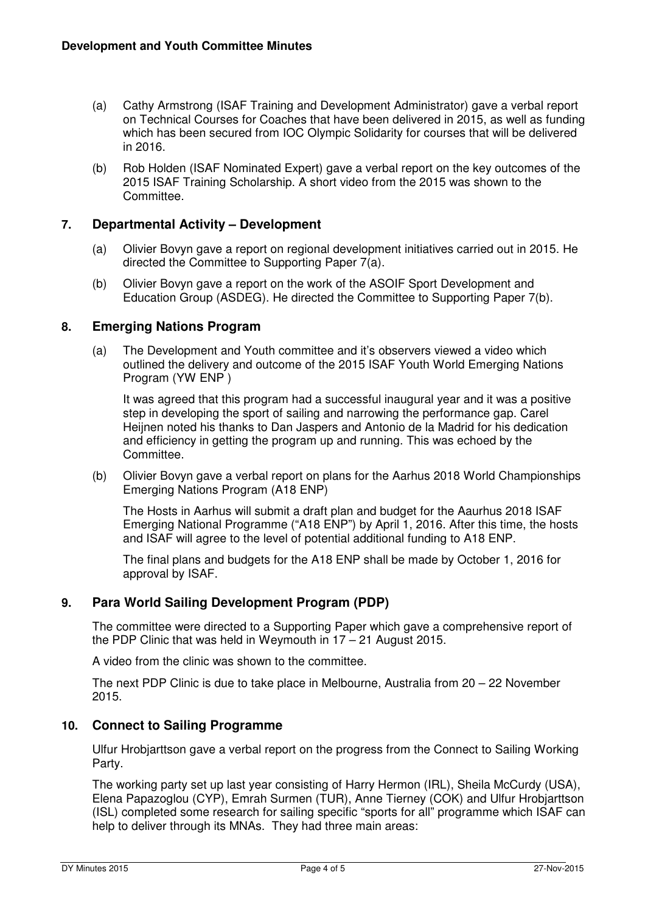(a) Cathy Armstrong (ISAF Training and Development Administrator) gave a verbal report on Technical Courses for Coaches that have been delivered in 2015, as well as funding which has been secured from IOC Olympic Solidarity for courses that will be delivered in 2016.

(b) Rob Holden (ISAF Nominated Expert) gave a verbal report on the key outcomes of the 2015 ISAF Training Scholarship. A short video from the 2015 was shown to the Committee.

## 7. Departmental Activity – Development

(a) Olivier Bovyn gave a report on regional development initiatives carried out in 2015. He directed the Committee to Supporting Paper 7(a).

(b) Olivier Bovyn gave a report on the work of the ASOIF Sport Development and Education Group (ASDEG). He directed the Committee to Supporting Paper 7(b).

## 8. Emerging Nations Program

(a) The Development and Youth committee and it's observers viewed a video which outlined the delivery and outcome of the 2015 ISAF Youth World Emerging Nations Program (YW ENP )

It was agreed that this program had a successful inaugural year and it was a positive step in developing the sport of sailing and narrowing the performance gap. Carel Heijnen noted his thanks to Dan Jaspers and Antonio de la Madrid for his dedication and efficiency in getting the program up and running. This was echoed by the Committee.

(b) Olivier Bovyn gave a verbal report on plans for the Aarhus 2018 World Championships Emerging Nations Program (A18 ENP)

The Hosts in Aarhus will submit a draft plan and budget for the Aaurhus 2018 ISAF Emerging National Programme ("A18 ENP") by April 1, 2016. After this time, the hosts and ISAF will agree to the level of potential additional funding to A18 ENP.

The final plans and budgets for the A18 ENP shall be made by October 1, 2016 for approval by ISAF.

## 9. Para World Sailing Development Program (PDP)

The committee were directed to a Supporting Paper which gave a comprehensive report of the PDP Clinic that was held in Weymouth in 17 – 21 August 2015.

A video from the clinic was shown to the committee.

The next PDP Clinic is due to take place in Melbourne, Australia from 20 – 22 November 2015.

## 10. Connect to Sailing Programme

Ulfur Hrobjarttson gave a verbal report on the progress from the Connect to Sailing Working Party.

The working party set up last year consisting of Harry Hermon (IRL), Sheila McCurdy (USA), Elena Papazoglou (CYP), Emrah Surmen (TUR), Anne Tierney (COK) and Ulfur Hrobjarttson (ISL) completed some research for sailing specific "sports for all" programme which ISAF can help to deliver through its MNAs. They had three main areas: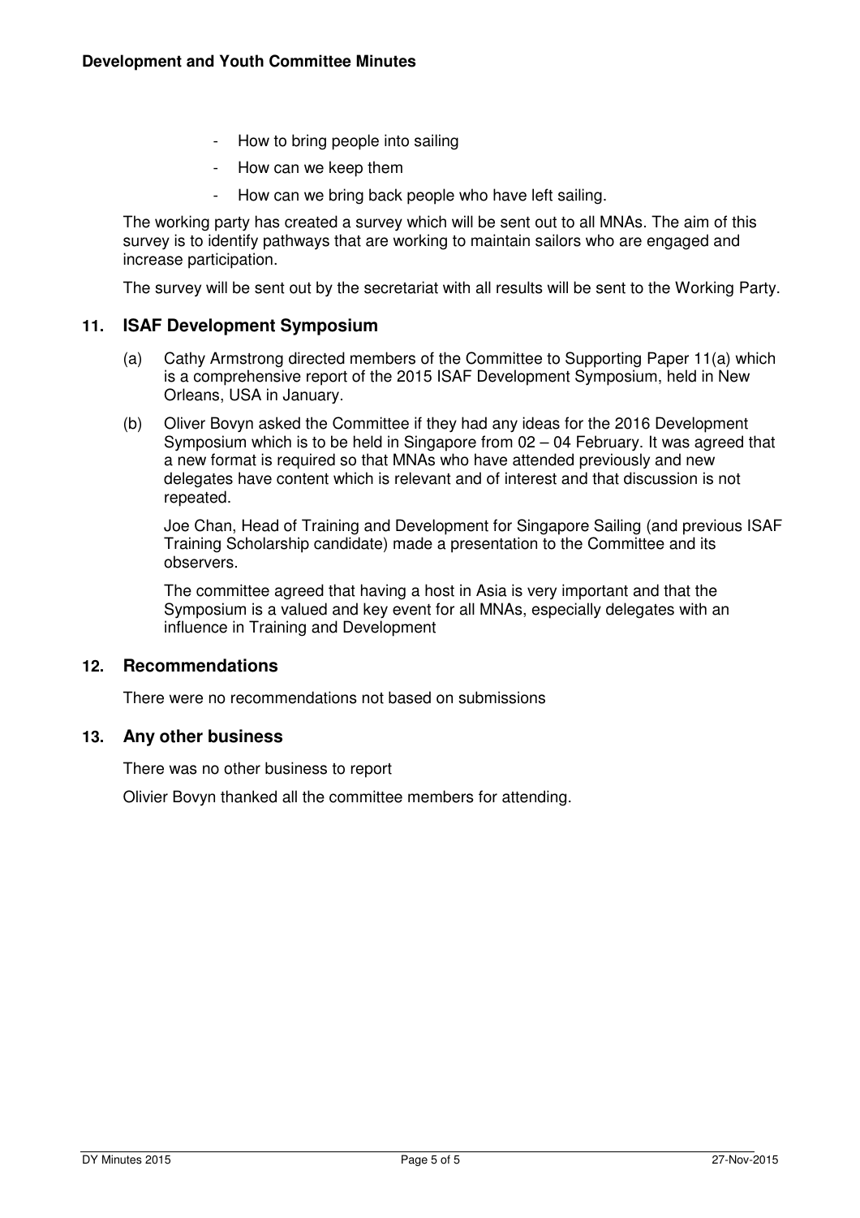- How to bring people into sailing
- How can we keep them
- How can we bring back people who have left sailing.

The working party has created a survey which will be sent out to all MNAs. The aim of this survey is to identify pathways that are working to maintain sailors who are engaged and increase participation.

The survey will be sent out by the secretariat with all results will be sent to the Working Party.

## 11. ISAF Development Symposium

(a) Cathy Armstrong directed members of the Committee to Supporting Paper 11(a) which is a comprehensive report of the 2015 ISAF Development Symposium, held in New Orleans, USA in January.

(b) Oliver Bovyn asked the Committee if they had any ideas for the 2016 Development Symposium which is to be held in Singapore from 02 – 04 February. It was agreed that a new format is required so that MNAs who have attended previously and new delegates have content which is relevant and of interest and that discussion is not repeated.

Joe Chan, Head of Training and Development for Singapore Sailing (and previous ISAF Training Scholarship candidate) made a presentation to the Committee and its observers.

The committee agreed that having a host in Asia is very important and that the Symposium is a valued and key event for all MNAs, especially delegates with an influence in Training and Development

## 12. Recommendations

There were no recommendations not based on submissions

## 13. Any other business

There was no other business to report

Olivier Bovyn thanked all the committee members for attending.